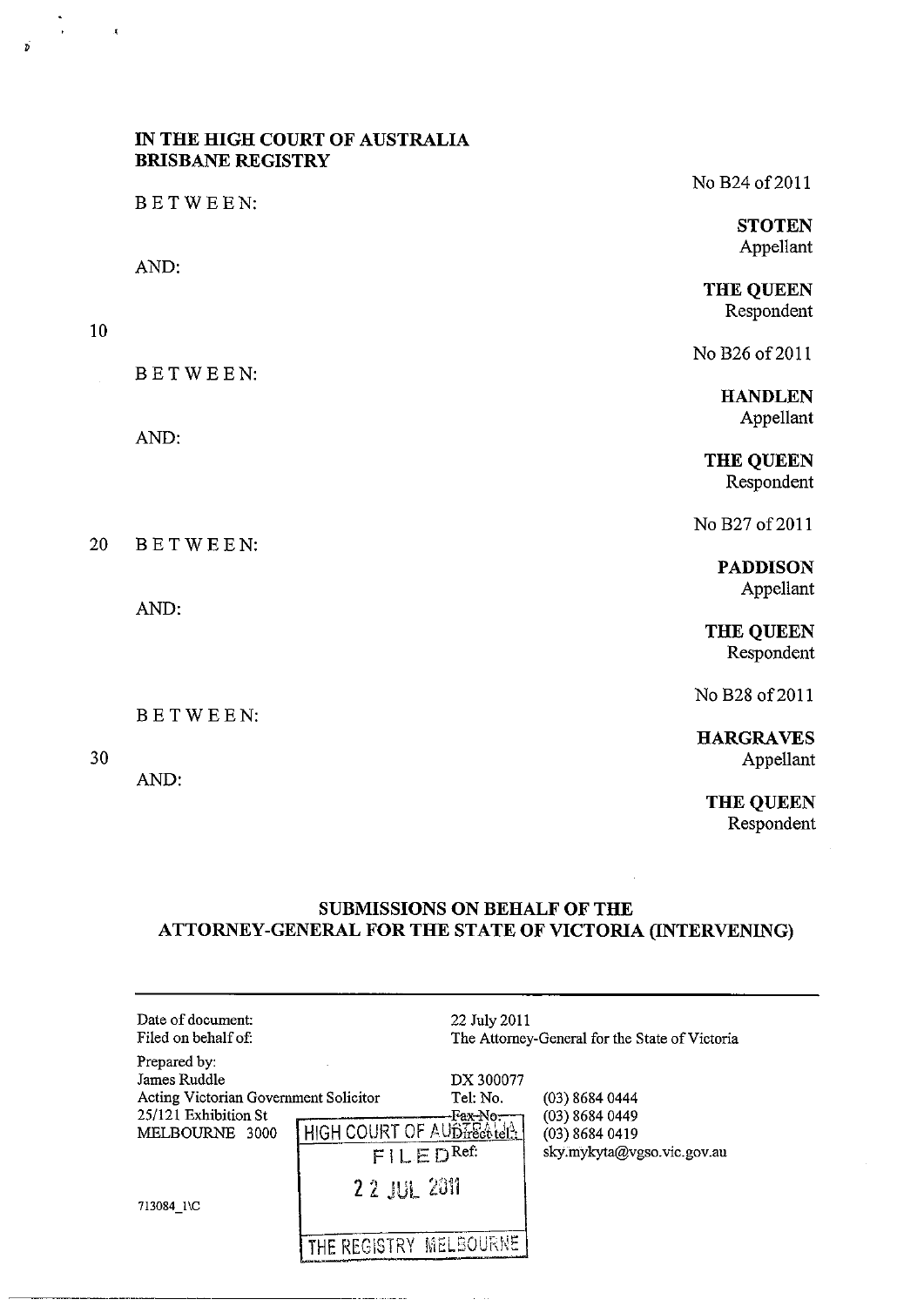**IN THE HIGH COURT OF AUSTRALIA**
**BRISBANE REGISTRY**

No B24 of 2011

BETWEEN:

**STOTEN**
Appellant

AND:

**THE QUEEN**
Respondent

No B26 of 2011

BETWEEN:

**HANDLEN**
Appellant

AND:

**THE QUEEN**
Respondent

No B27 of 2011

BETWEEN:

**PADDISON**
Appellant

AND:

**THE QUEEN**
Respondent

No B28 of 2011

BETWEEN:

**HARGRAVES**
Appellant

AND:

**THE QUEEN**
Respondent

## SUBMISSIONS ON BEHALF OF THE ATTORNEY-GENERAL FOR THE STATE OF VICTORIA (INTERVENING)

---

| | | |
|---|---|---|
| Date of document: | 22 July 2011 | |
| Filed on behalf of: | The Attorney-General for the State of Victoria | |
| Prepared by: | | |
| James Ruddle | DX 300077 | |
| Acting Victorian Government Solicitor | Tel: No. | (03) 8684 0444 |
| 25/121 Exhibition St | Fax No: | (03) 8684 0449 |
| MELBOURNE 3000 | Direct tel: | (03) 8684 0419 |
| | Ref: | sky.mykyta@vgso.vic.gov.au |
| 713084_1\C | | |

HIGH COURT OF AUSTRALIA
FILED
22 JUL 2011
THE REGISTRY MELBOURNE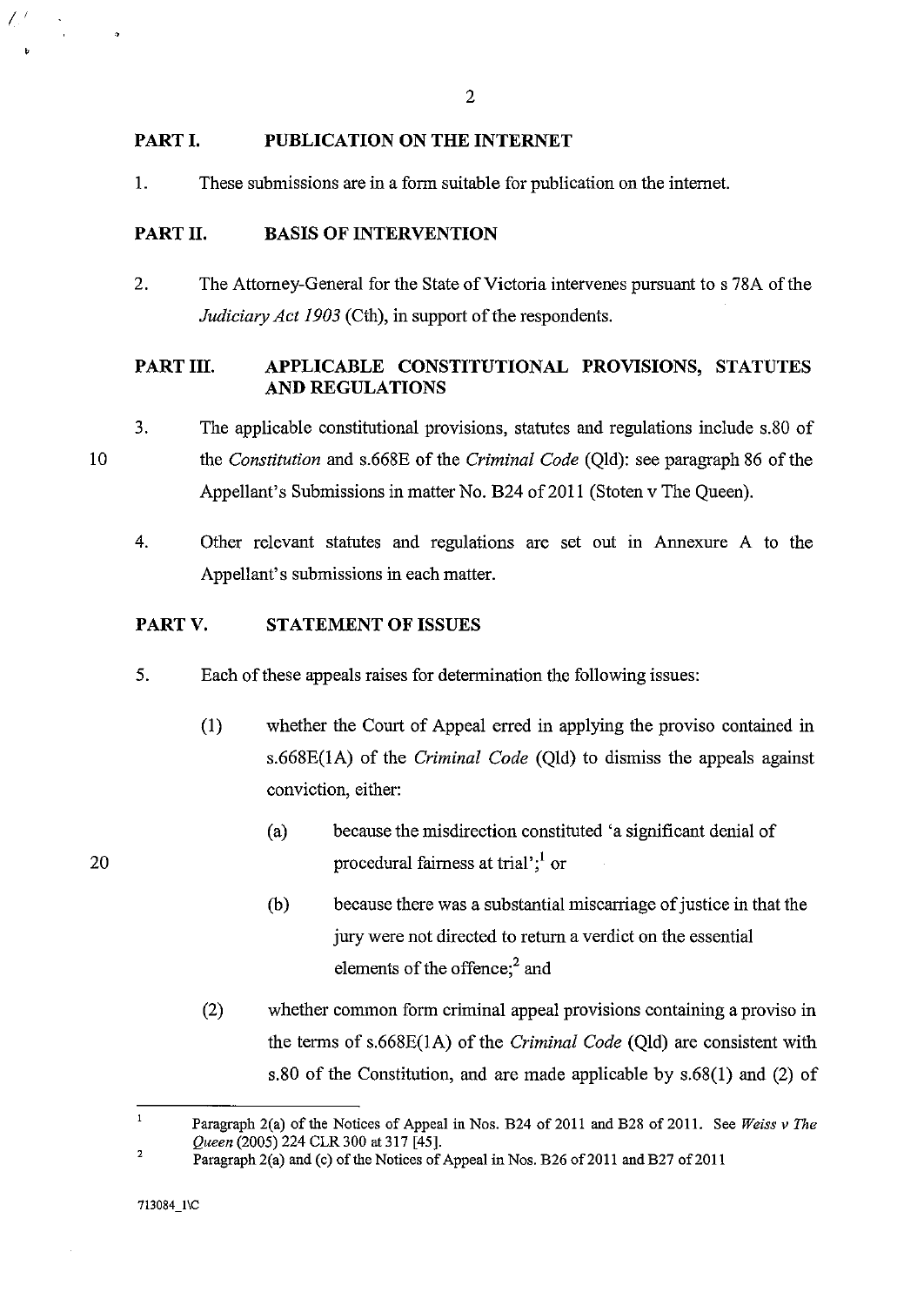## PART I. PUBLICATION ON THE INTERNET

1. These submissions are in a form suitable for publication on the internet.

## PART II. BASIS OF INTERVENTION

2. The Attorney-General for the State of Victoria intervenes pursuant to s 78A of the *Judiciary Act 1903* (Cth), in support of the respondents.

## PART III. APPLICABLE CONSTITUTIONAL PROVISIONS, STATUTES AND REGULATIONS

3. The applicable constitutional provisions, statutes and regulations include s.80 of the *Constitution* and s.668E of the *Criminal Code* (Qld): see paragraph 86 of the Appellant's Submissions in matter No. B24 of 2011 (Stoten v The Queen).

4. Other relevant statutes and regulations are set out in Annexure A to the Appellant's submissions in each matter.

## PART V. STATEMENT OF ISSUES

5. Each of these appeals raises for determination the following issues:

   (1) whether the Court of Appeal erred in applying the proviso contained in s.668E(1A) of the *Criminal Code* (Qld) to dismiss the appeals against conviction, either:

      (a) because the misdirection constituted 'a significant denial of procedural fairness at trial';[1] or

      (b) because there was a substantial miscarriage of justice in that the jury were not directed to return a verdict on the essential elements of the offence;[2] and

   (2) whether common form criminal appeal provisions containing a proviso in the terms of s.668E(1A) of the *Criminal Code* (Qld) are consistent with s.80 of the Constitution, and are made applicable by s.68(1) and (2) of

---

[1] Paragraph 2(a) of the Notices of Appeal in Nos. B24 of 2011 and B28 of 2011. See *Weiss v The Queen* (2005) 224 CLR 300 at 317 [45].

[2] Paragraph 2(a) and (c) of the Notices of Appeal in Nos. B26 of 2011 and B27 of 2011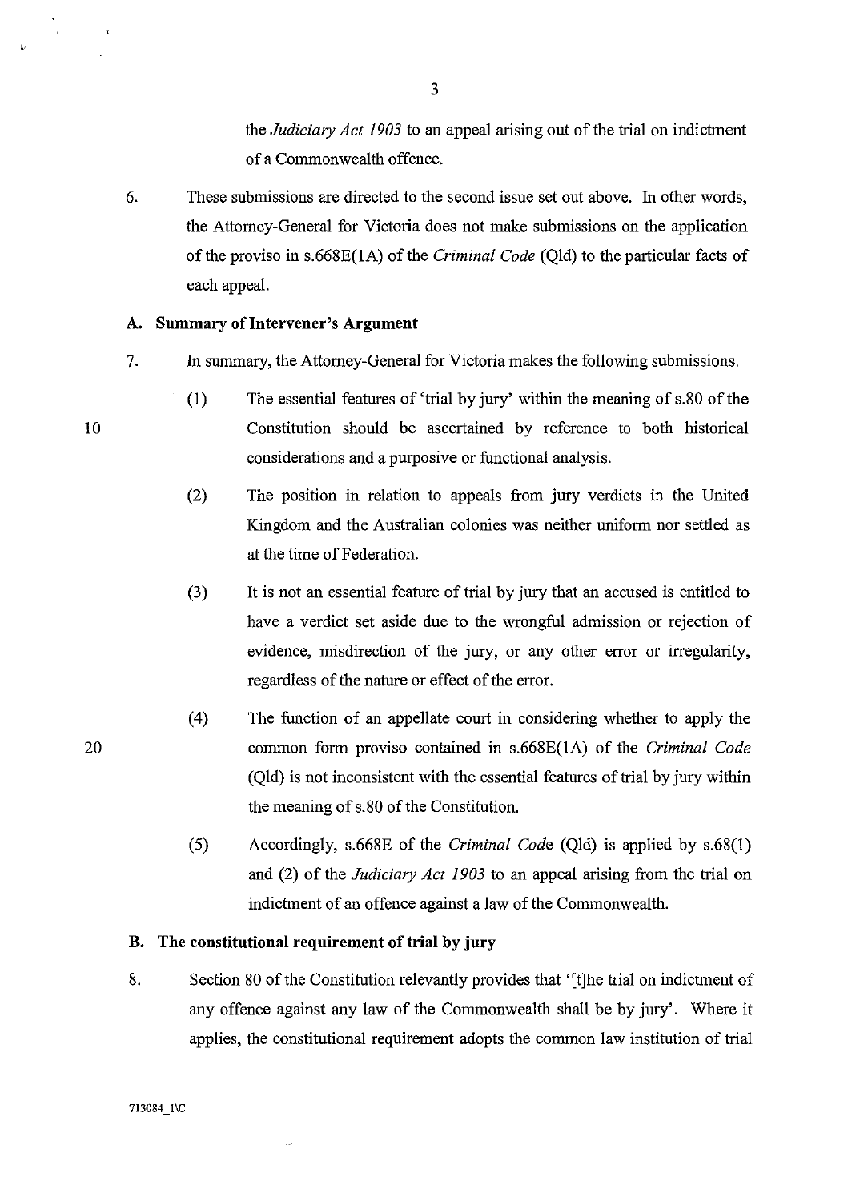the *Judiciary Act 1903* to an appeal arising out of the trial on indictment of a Commonwealth offence.

6. These submissions are directed to the second issue set out above. In other words, the Attorney-General for Victoria does not make submissions on the application of the proviso in s.668E(1A) of the *Criminal Code* (Qld) to the particular facts of each appeal.

### A. Summary of Intervener's Argument

7. In summary, the Attorney-General for Victoria makes the following submissions.

   (1) The essential features of 'trial by jury' within the meaning of s.80 of the Constitution should be ascertained by reference to both historical considerations and a purposive or functional analysis.

   (2) The position in relation to appeals from jury verdicts in the United Kingdom and the Australian colonies was neither uniform nor settled as at the time of Federation.

   (3) It is not an essential feature of trial by jury that an accused is entitled to have a verdict set aside due to the wrongful admission or rejection of evidence, misdirection of the jury, or any other error or irregularity, regardless of the nature or effect of the error.

   (4) The function of an appellate court in considering whether to apply the common form proviso contained in s.668E(1A) of the *Criminal Code* (Qld) is not inconsistent with the essential features of trial by jury within the meaning of s.80 of the Constitution.

   (5) Accordingly, s.668E of the *Criminal Code* (Qld) is applied by s.68(1) and (2) of the *Judiciary Act 1903* to an appeal arising from the trial on indictment of an offence against a law of the Commonwealth.

### B. The constitutional requirement of trial by jury

8. Section 80 of the Constitution relevantly provides that '[t]he trial on indictment of any offence against any law of the Commonwealth shall be by jury'. Where it applies, the constitutional requirement adopts the common law institution of trial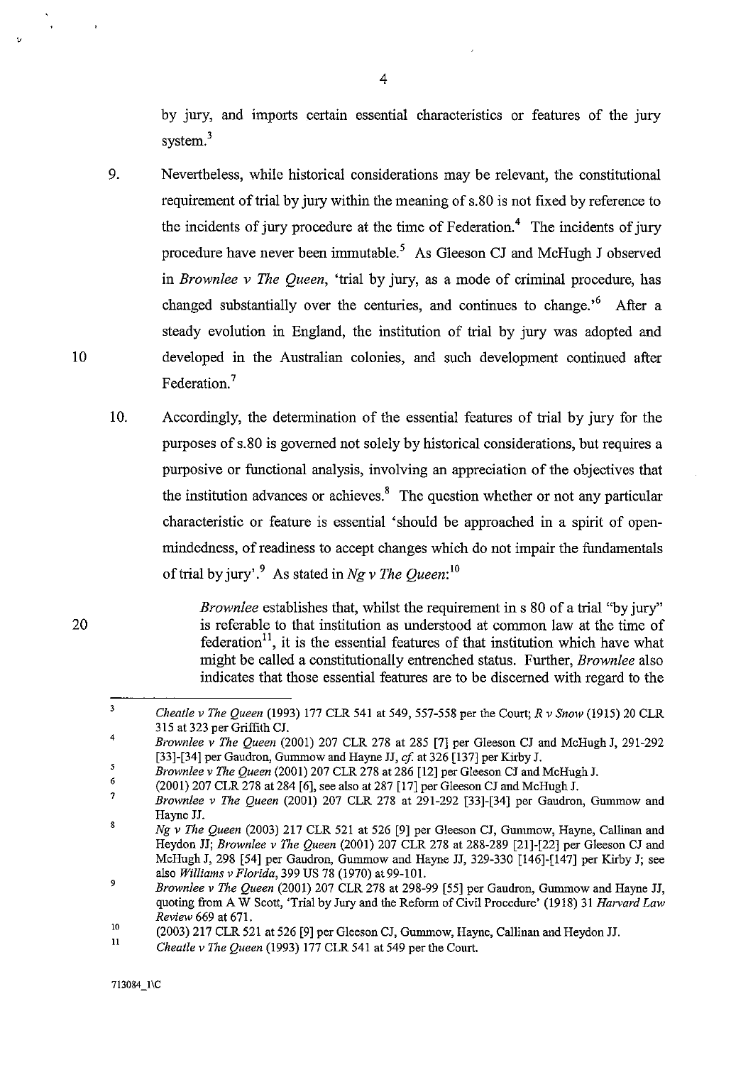by jury, and imports certain essential characteristics or features of the jury system.[3]

9. Nevertheless, while historical considerations may be relevant, the constitutional requirement of trial by jury within the meaning of s.80 is not fixed by reference to the incidents of jury procedure at the time of Federation.[4] The incidents of jury procedure have never been immutable.[5] As Gleeson CJ and McHugh J observed in *Brownlee v The Queen*, 'trial by jury, as a mode of criminal procedure, has changed substantially over the centuries, and continues to change.'[6] After a steady evolution in England, the institution of trial by jury was adopted and developed in the Australian colonies, and such development continued after Federation.[7]

10. Accordingly, the determination of the essential features of trial by jury for the purposes of s.80 is governed not solely by historical considerations, but requires a purposive or functional analysis, involving an appreciation of the objectives that the institution advances or achieves.[8] The question whether or not any particular characteristic or feature is essential 'should be approached in a spirit of open-mindedness, of readiness to accept changes which do not impair the fundamentals of trial by jury'.[9] As stated in *Ng v The Queen*:[10]

> *Brownlee* establishes that, whilst the requirement in s 80 of a trial "by jury" is referable to that institution as understood at common law at the time of federation[11], it is the essential features of that institution which have what might be called a constitutionally entrenched status. Further, *Brownlee* also indicates that those essential features are to be discerned with regard to the

---

[3] *Cheatle v The Queen* (1993) 177 CLR 541 at 549, 557-558 per the Court; *R v Snow* (1915) 20 CLR 315 at 323 per Griffith CJ.

[4] *Brownlee v The Queen* (2001) 207 CLR 278 at 285 [7] per Gleeson CJ and McHugh J, 291-292 [33]-[34] per Gaudron, Gummow and Hayne JJ, *cf.* at 326 [137] per Kirby J.

[5] *Brownlee v The Queen* (2001) 207 CLR 278 at 286 [12] per Gleeson CJ and McHugh J.

[6] (2001) 207 CLR 278 at 284 [6], see also at 287 [17] per Gleeson CJ and McHugh J.

[7] *Brownlee v The Queen* (2001) 207 CLR 278 at 291-292 [33]-[34] per Gaudron, Gummow and Hayne JJ.

[8] *Ng v The Queen* (2003) 217 CLR 521 at 526 [9] per Gleeson CJ, Gummow, Hayne, Callinan and Heydon JJ; *Brownlee v The Queen* (2001) 207 CLR 278 at 288-289 [21]-[22] per Gleeson CJ and McHugh J, 298 [54] per Gaudron, Gummow and Hayne JJ, 329-330 [146]-[147] per Kirby J; see also *Williams v Florida*, 399 US 78 (1970) at 99-101.

[9] *Brownlee v The Queen* (2001) 207 CLR 278 at 298-99 [55] per Gaudron, Gummow and Hayne JJ, quoting from A W Scott, 'Trial by Jury and the Reform of Civil Procedure' (1918) 31 *Harvard Law Review* 669 at 671.

[10] (2003) 217 CLR 521 at 526 [9] per Gleeson CJ, Gummow, Hayne, Callinan and Heydon JJ.

[11] *Cheatle v The Queen* (1993) 177 CLR 541 at 549 per the Court.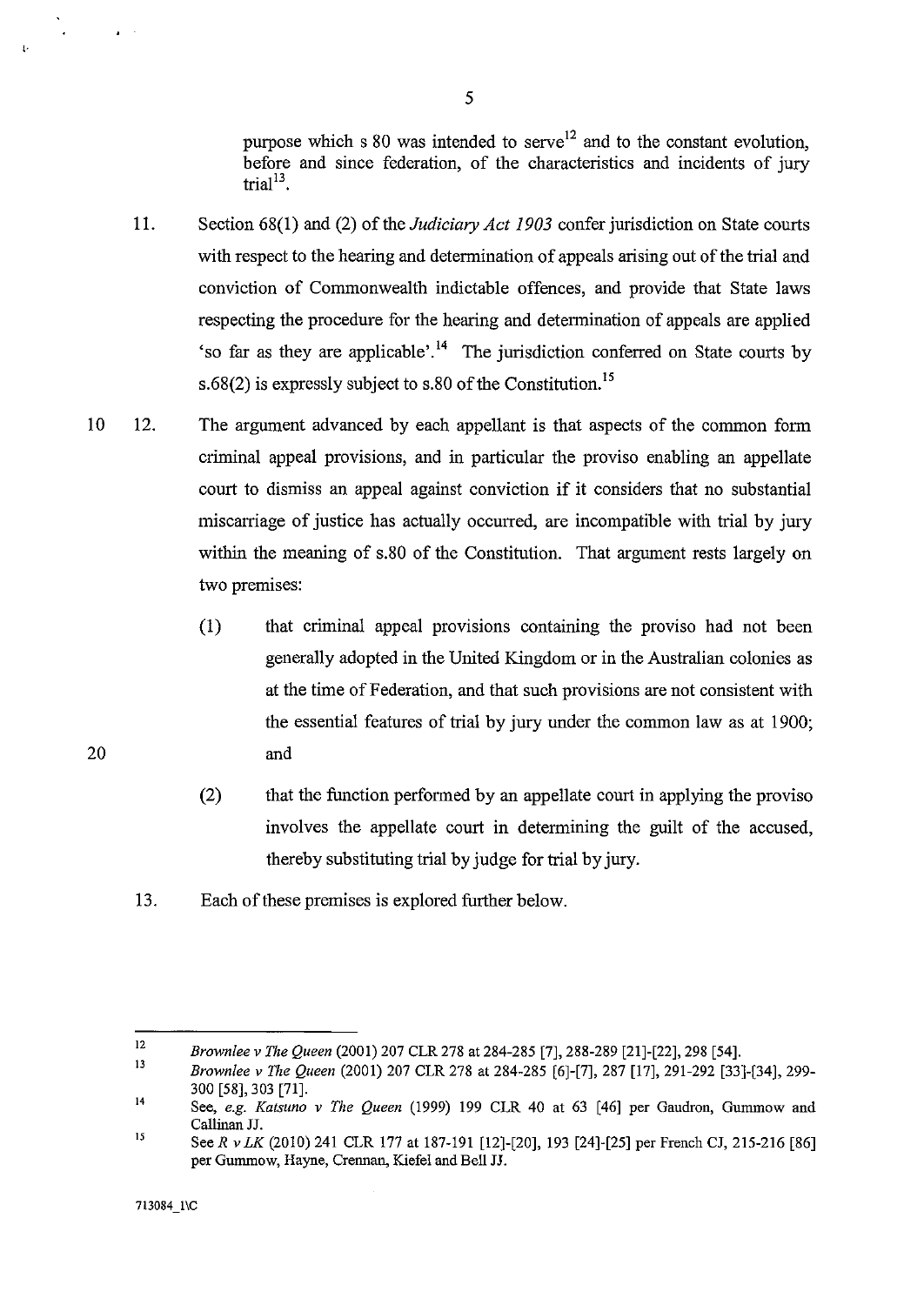purpose which s 80 was intended to serve[12] and to the constant evolution, before and since federation, of the characteristics and incidents of jury trial[13].

11. Section 68(1) and (2) of the *Judiciary Act 1903* confer jurisdiction on State courts with respect to the hearing and determination of appeals arising out of the trial and conviction of Commonwealth indictable offences, and provide that State laws respecting the procedure for the hearing and determination of appeals are applied 'so far as they are applicable'.[14] The jurisdiction conferred on State courts by s.68(2) is expressly subject to s.80 of the Constitution.[15]

12. The argument advanced by each appellant is that aspects of the common form criminal appeal provisions, and in particular the proviso enabling an appellate court to dismiss an appeal against conviction if it considers that no substantial miscarriage of justice has actually occurred, are incompatible with trial by jury within the meaning of s.80 of the Constitution. That argument rests largely on two premises:

    (1) that criminal appeal provisions containing the proviso had not been generally adopted in the United Kingdom or in the Australian colonies as at the time of Federation, and that such provisions are not consistent with the essential features of trial by jury under the common law as at 1900; and

    (2) that the function performed by an appellate court in applying the proviso involves the appellate court in determining the guilt of the accused, thereby substituting trial by judge for trial by jury.

13. Each of these premises is explored further below.

---

[12] *Brownlee v The Queen* (2001) 207 CLR 278 at 284-285 [7], 288-289 [21]-[22], 298 [54].

[13] *Brownlee v The Queen* (2001) 207 CLR 278 at 284-285 [6]-[7], 287 [17], 291-292 [33]-[34], 299-300 [58], 303 [71].

[14] See, *e.g. Katsuno v The Queen* (1999) 199 CLR 40 at 63 [46] per Gaudron, Gummow and Callinan JJ.

[15] See *R v LK* (2010) 241 CLR 177 at 187-191 [12]-[20], 193 [24]-[25] per French CJ, 215-216 [86] per Gummow, Hayne, Crennan, Kiefel and Bell JJ.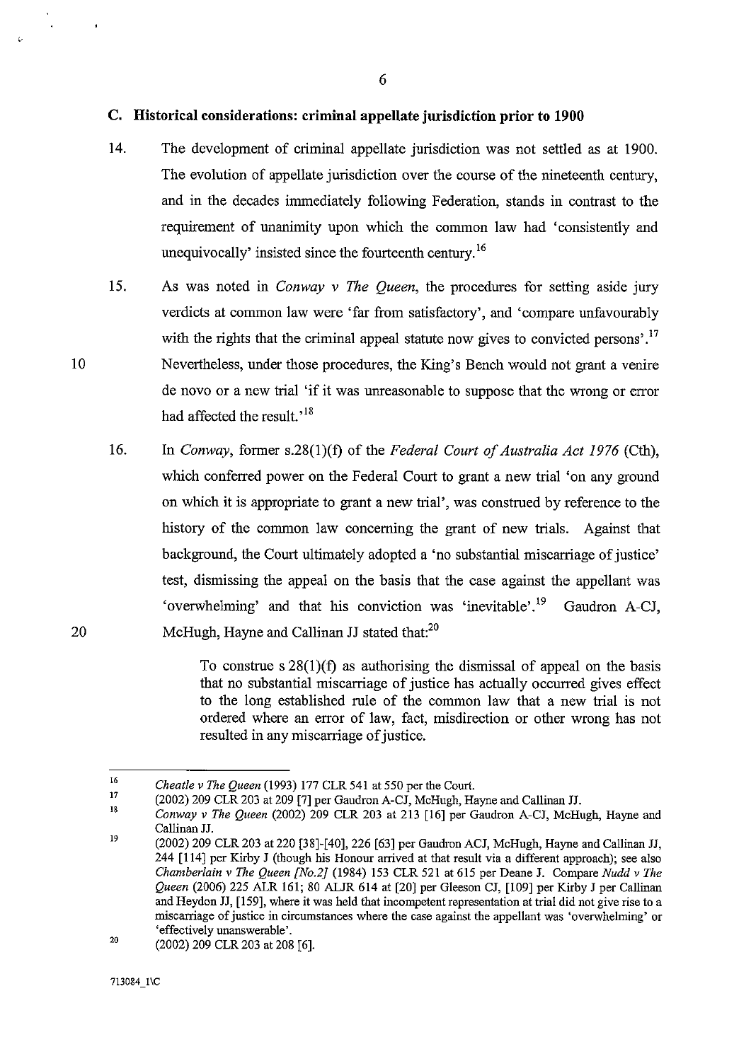### C. Historical considerations: criminal appellate jurisdiction prior to 1900

14. The development of criminal appellate jurisdiction was not settled as at 1900. The evolution of appellate jurisdiction over the course of the nineteenth century, and in the decades immediately following Federation, stands in contrast to the requirement of unanimity upon which the common law had 'consistently and unequivocally' insisted since the fourteenth century.[16]

15. As was noted in *Conway v The Queen*, the procedures for setting aside jury verdicts at common law were 'far from satisfactory', and 'compare unfavourably with the rights that the criminal appeal statute now gives to convicted persons'.[17] Nevertheless, under those procedures, the King's Bench would not grant a venire de novo or a new trial 'if it was unreasonable to suppose that the wrong or error had affected the result.'[18]

16. In *Conway*, former s.28(1)(f) of the *Federal Court of Australia Act 1976* (Cth), which conferred power on the Federal Court to grant a new trial 'on any ground on which it is appropriate to grant a new trial', was construed by reference to the history of the common law concerning the grant of new trials. Against that background, the Court ultimately adopted a 'no substantial miscarriage of justice' test, dismissing the appeal on the basis that the case against the appellant was 'overwhelming' and that his conviction was 'inevitable'.[19] Gaudron A-CJ, McHugh, Hayne and Callinan JJ stated that:[20]

> To construe s 28(1)(f) as authorising the dismissal of appeal on the basis that no substantial miscarriage of justice has actually occurred gives effect to the long established rule of the common law that a new trial is not ordered where an error of law, fact, misdirection or other wrong has not resulted in any miscarriage of justice.

---

[16] *Cheatle v The Queen* (1993) 177 CLR 541 at 550 per the Court.

[17] (2002) 209 CLR 203 at 209 [7] per Gaudron A-CJ, McHugh, Hayne and Callinan JJ.

[18] *Conway v The Queen* (2002) 209 CLR 203 at 213 [16] per Gaudron A-CJ, McHugh, Hayne and Callinan JJ.

[19] (2002) 209 CLR 203 at 220 [38]-[40], 226 [63] per Gaudron ACJ, McHugh, Hayne and Callinan JJ, 244 [114] per Kirby J (though his Honour arrived at that result via a different approach); see also *Chamberlain v The Queen [No.2]* (1984) 153 CLR 521 at 615 per Deane J. Compare *Nudd v The Queen* (2006) 225 ALR 161; 80 ALJR 614 at [20] per Gleeson CJ, [109] per Kirby J per Callinan and Heydon JJ, [159], where it was held that incompetent representation at trial did not give rise to a miscarriage of justice in circumstances where the case against the appellant was 'overwhelming' or 'effectively unanswerable'.

[20] (2002) 209 CLR 203 at 208 [6].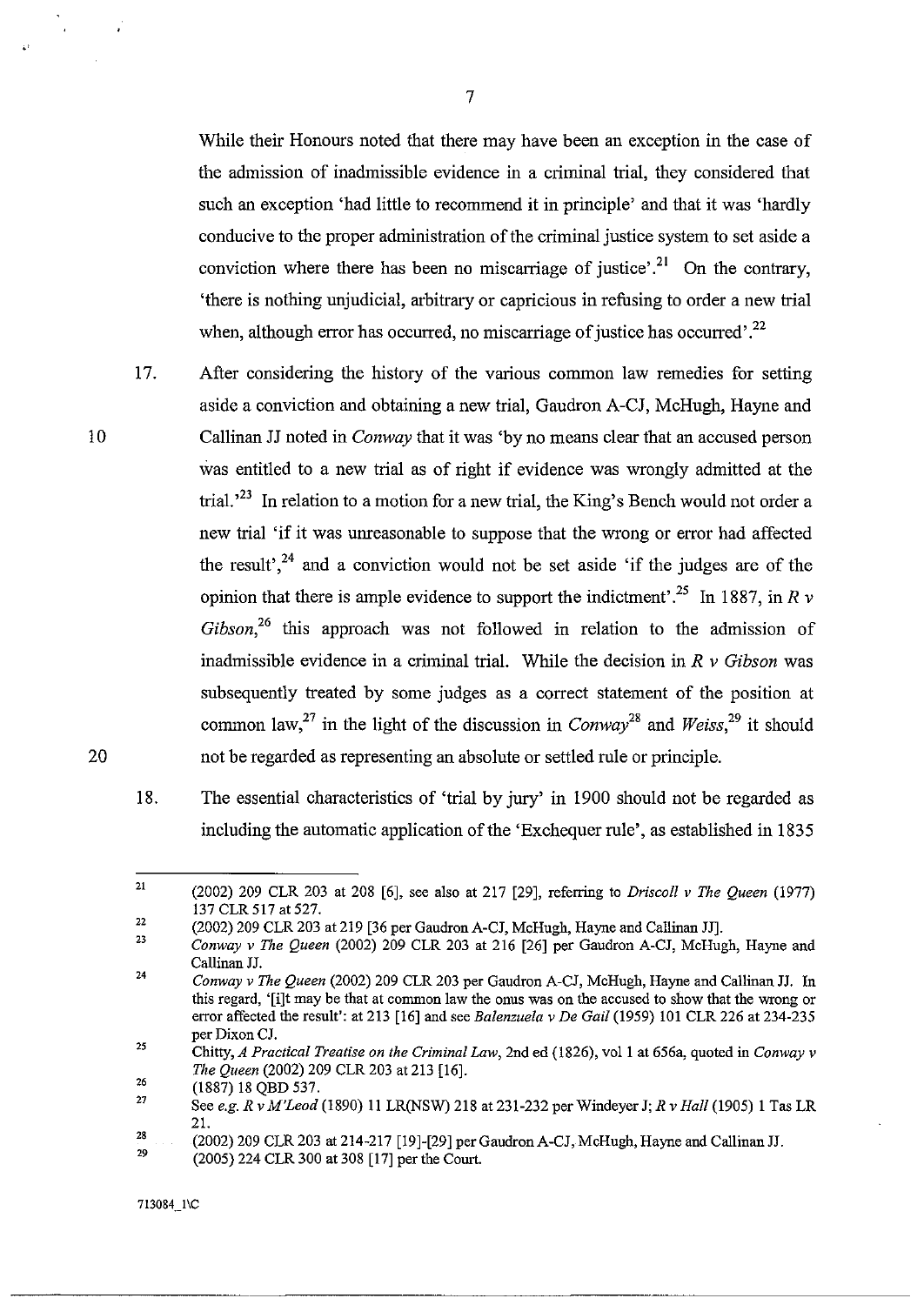While their Honours noted that there may have been an exception in the case of the admission of inadmissible evidence in a criminal trial, they considered that such an exception 'had little to recommend it in principle' and that it was 'hardly conducive to the proper administration of the criminal justice system to set aside a conviction where there has been no miscarriage of justice'.[21] On the contrary, 'there is nothing unjudicial, arbitrary or capricious in refusing to order a new trial when, although error has occurred, no miscarriage of justice has occurred'.[22]

17. After considering the history of the various common law remedies for setting aside a conviction and obtaining a new trial, Gaudron A-CJ, McHugh, Hayne and Callinan JJ noted in *Conway* that it was 'by no means clear that an accused person was entitled to a new trial as of right if evidence was wrongly admitted at the trial.'[23] In relation to a motion for a new trial, the King's Bench would not order a new trial 'if it was unreasonable to suppose that the wrong or error had affected the result',[24] and a conviction would not be set aside 'if the judges are of the opinion that there is ample evidence to support the indictment'.[25] In 1887, in *R v Gibson*,[26] this approach was not followed in relation to the admission of inadmissible evidence in a criminal trial. While the decision in *R v Gibson* was subsequently treated by some judges as a correct statement of the position at common law,[27] in the light of the discussion in *Conway*[28] and *Weiss*,[29] it should not be regarded as representing an absolute or settled rule or principle.

18. The essential characteristics of 'trial by jury' in 1900 should not be regarded as including the automatic application of the 'Exchequer rule', as established in 1835

---

21 (2002) 209 CLR 203 at 208 [6], see also at 217 [29], referring to *Driscoll v The Queen* (1977) 137 CLR 517 at 527.

22 (2002) 209 CLR 203 at 219 [36 per Gaudron A-CJ, McHugh, Hayne and Callinan JJ].

23 *Conway v The Queen* (2002) 209 CLR 203 at 216 [26] per Gaudron A-CJ, McHugh, Hayne and Callinan JJ.

24 *Conway v The Queen* (2002) 209 CLR 203 per Gaudron A-CJ, McHugh, Hayne and Callinan JJ. In this regard, '[i]t may be that at common law the onus was on the accused to show that the wrong or error affected the result': at 213 [16] and see *Balenzuela v De Gail* (1959) 101 CLR 226 at 234-235 per Dixon CJ.

25 Chitty, *A Practical Treatise on the Criminal Law*, 2nd ed (1826), vol 1 at 656a, quoted in *Conway v The Queen* (2002) 209 CLR 203 at 213 [16].

26 (1887) 18 QBD 537.

27 See *e.g. R v M'Leod* (1890) 11 LR(NSW) 218 at 231-232 per Windeyer J; *R v Hall* (1905) 1 Tas LR 21.

28 (2002) 209 CLR 203 at 214-217 [19]-[29] per Gaudron A-CJ, McHugh, Hayne and Callinan JJ.

29 (2005) 224 CLR 300 at 308 [17] per the Court.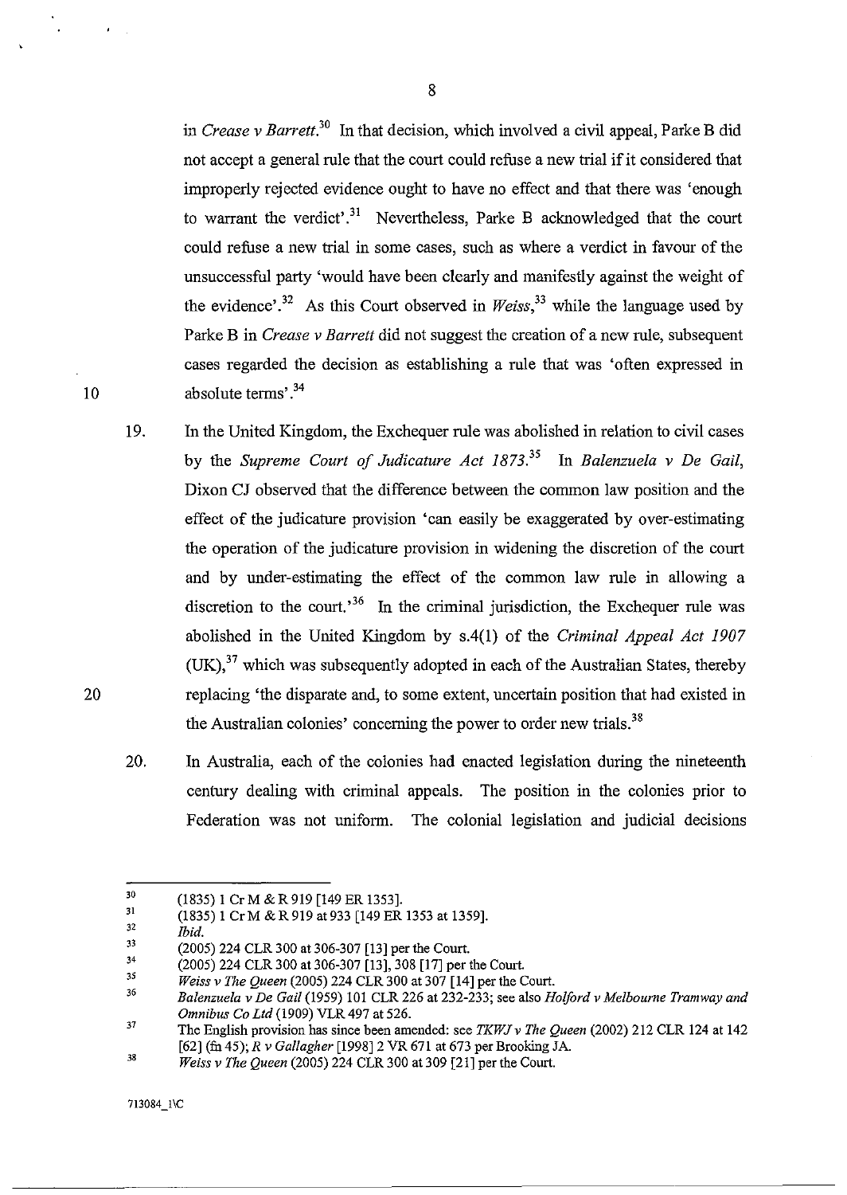in *Crease v Barrett*.[30] In that decision, which involved a civil appeal, Parke B did not accept a general rule that the court could refuse a new trial if it considered that improperly rejected evidence ought to have no effect and that there was 'enough to warrant the verdict'.[31] Nevertheless, Parke B acknowledged that the court could refuse a new trial in some cases, such as where a verdict in favour of the unsuccessful party 'would have been clearly and manifestly against the weight of the evidence'.[32] As this Court observed in *Weiss*,[33] while the language used by Parke B in *Crease v Barrett* did not suggest the creation of a new rule, subsequent cases regarded the decision as establishing a rule that was 'often expressed in absolute terms'.[34]

19. In the United Kingdom, the Exchequer rule was abolished in relation to civil cases by the *Supreme Court of Judicature Act 1873*.[35] In *Balenzuela v De Gail*, Dixon CJ observed that the difference between the common law position and the effect of the judicature provision 'can easily be exaggerated by over-estimating the operation of the judicature provision in widening the discretion of the court and by under-estimating the effect of the common law rule in allowing a discretion to the court.'[36] In the criminal jurisdiction, the Exchequer rule was abolished in the United Kingdom by s.4(1) of the *Criminal Appeal Act 1907* (UK),[37] which was subsequently adopted in each of the Australian States, thereby replacing 'the disparate and, to some extent, uncertain position that had existed in the Australian colonies' concerning the power to order new trials.[38]

20. In Australia, each of the colonies had enacted legislation during the nineteenth century dealing with criminal appeals. The position in the colonies prior to Federation was not uniform. The colonial legislation and judicial decisions

---

[30] (1835) 1 Cr M & R 919 [149 ER 1353].

[31] (1835) 1 Cr M & R 919 at 933 [149 ER 1353 at 1359].

[32] *Ibid.*

[33] (2005) 224 CLR 300 at 306-307 [13] per the Court.

[34] (2005) 224 CLR 300 at 306-307 [13], 308 [17] per the Court.

[35] *Weiss v The Queen* (2005) 224 CLR 300 at 307 [14] per the Court.

[36] *Balenzuela v De Gail* (1959) 101 CLR 226 at 232-233; see also *Holford v Melbourne Tramway and Omnibus Co Ltd* (1909) VLR 497 at 526.

[37] The English provision has since been amended: see *TKWJ v The Queen* (2002) 212 CLR 124 at 142 [62] (fn 45); *R v Gallagher* [1998] 2 VR 671 at 673 per Brooking JA.

[38] *Weiss v The Queen* (2005) 224 CLR 300 at 309 [21] per the Court.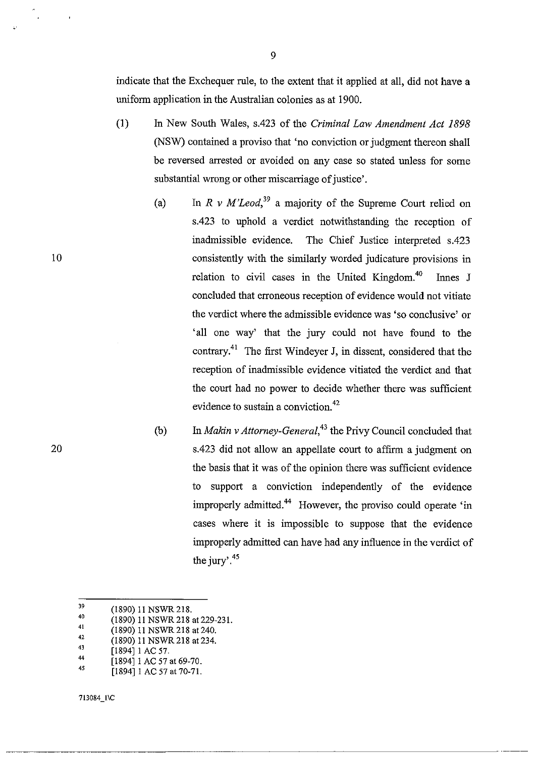indicate that the Exchequer rule, to the extent that it applied at all, did not have a uniform application in the Australian colonies as at 1900.

(1) In New South Wales, s.423 of the *Criminal Law Amendment Act 1898* (NSW) contained a proviso that 'no conviction or judgment thereon shall be reversed arrested or avoided on any case so stated unless for some substantial wrong or other miscarriage of justice'.

(a) In *R v M'Leod*,[39] a majority of the Supreme Court relied on s.423 to uphold a verdict notwithstanding the reception of inadmissible evidence. The Chief Justice interpreted s.423 consistently with the similarly worded judicature provisions in relation to civil cases in the United Kingdom.[40] Innes J concluded that erroneous reception of evidence would not vitiate the verdict where the admissible evidence was 'so conclusive' or 'all one way' that the jury could not have found to the contrary.[41] The first Windeyer J, in dissent, considered that the reception of inadmissible evidence vitiated the verdict and that the court had no power to decide whether there was sufficient evidence to sustain a conviction.[42]

(b) In *Makin v Attorney-General*,[43] the Privy Council concluded that s.423 did not allow an appellate court to affirm a judgment on the basis that it was of the opinion there was sufficient evidence to support a conviction independently of the evidence improperly admitted.[44] However, the proviso could operate 'in cases where it is impossible to suppose that the evidence improperly admitted can have had any influence in the verdict of the jury'.[45]

---

[39] (1890) 11 NSWR 218.

[40] (1890) 11 NSWR 218 at 229-231.

[41] (1890) 11 NSWR 218 at 240.

[42] (1890) 11 NSWR 218 at 234.

[43] [1894] 1 AC 57.

[44] [1894] 1 AC 57 at 69-70.

[45] [1894] 1 AC 57 at 70-71.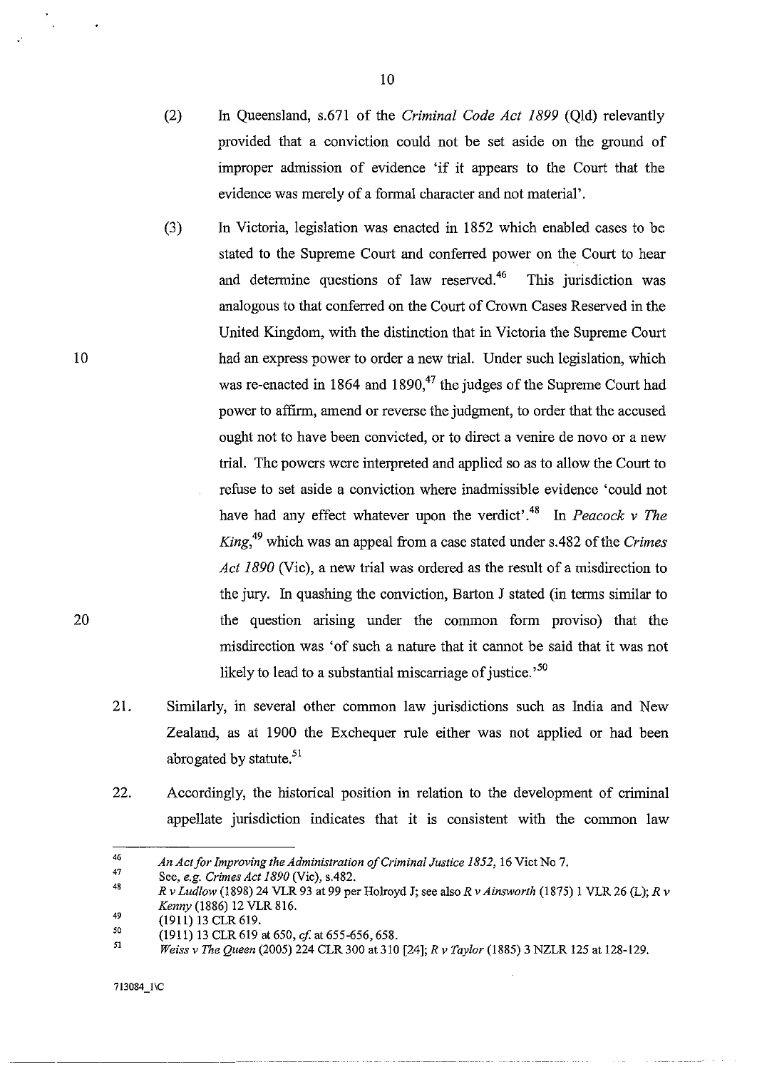(2) In Queensland, s.671 of the *Criminal Code Act 1899* (Qld) relevantly provided that a conviction could not be set aside on the ground of improper admission of evidence 'if it appears to the Court that the evidence was merely of a formal character and not material'.

(3) In Victoria, legislation was enacted in 1852 which enabled cases to be stated to the Supreme Court and conferred power on the Court to hear and determine questions of law reserved.[46] This jurisdiction was analogous to that conferred on the Court of Crown Cases Reserved in the United Kingdom, with the distinction that in Victoria the Supreme Court had an express power to order a new trial. Under such legislation, which was re-enacted in 1864 and 1890,[47] the judges of the Supreme Court had power to affirm, amend or reverse the judgment, to order that the accused ought not to have been convicted, or to direct a venire de novo or a new trial. The powers were interpreted and applied so as to allow the Court to refuse to set aside a conviction where inadmissible evidence 'could not have had any effect whatever upon the verdict'.[48] In *Peacock v The King*,[49] which was an appeal from a case stated under s.482 of the *Crimes Act 1890* (Vic), a new trial was ordered as the result of a misdirection to the jury. In quashing the conviction, Barton J stated (in terms similar to the question arising under the common form proviso) that the misdirection was 'of such a nature that it cannot be said that it was not likely to lead to a substantial miscarriage of justice.'[50]

21. Similarly, in several other common law jurisdictions such as India and New Zealand, as at 1900 the Exchequer rule either was not applied or had been abrogated by statute.[51]

22. Accordingly, the historical position in relation to the development of criminal appellate jurisdiction indicates that it is consistent with the common law

---

[46] *An Act for Improving the Administration of Criminal Justice 1852*, 16 Vict No 7.

[47] See, *e.g. Crimes Act 1890* (Vic), s.482.

[48] *R v Ludlow* (1898) 24 VLR 93 at 99 per Holroyd J; see also *R v Ainsworth* (1875) 1 VLR 26 (L); *R v Kenny* (1886) 12 VLR 816.

[49] (1911) 13 CLR 619.

[50] (1911) 13 CLR 619 at 650, *cf.* at 655-656, 658.

[51] *Weiss v The Queen* (2005) 224 CLR 300 at 310 [24]; *R v Taylor* (1885) 3 NZLR 125 at 128-129.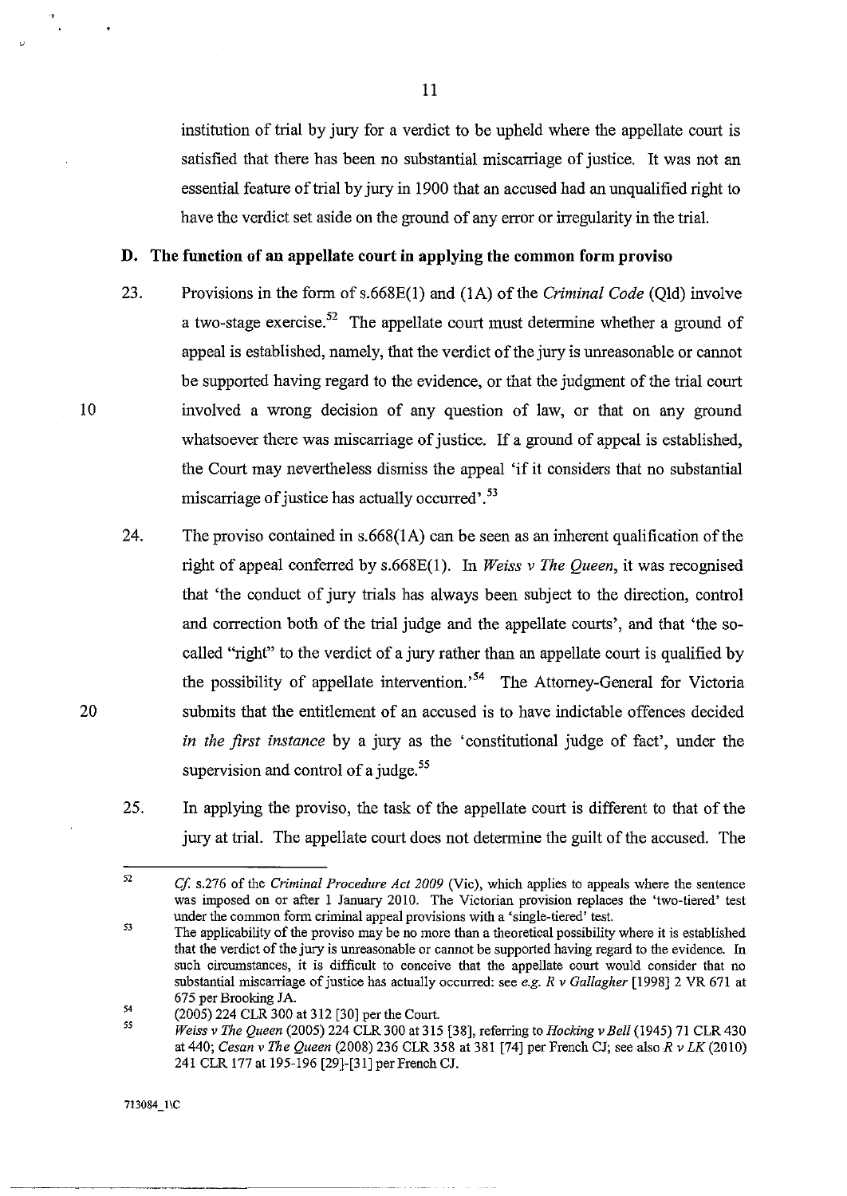institution of trial by jury for a verdict to be upheld where the appellate court is satisfied that there has been no substantial miscarriage of justice. It was not an essential feature of trial by jury in 1900 that an accused had an unqualified right to have the verdict set aside on the ground of any error or irregularity in the trial.

## D. The function of an appellate court in applying the common form proviso

23. Provisions in the form of s.668E(1) and (1A) of the *Criminal Code* (Qld) involve a two-stage exercise.[52] The appellate court must determine whether a ground of appeal is established, namely, that the verdict of the jury is unreasonable or cannot be supported having regard to the evidence, or that the judgment of the trial court involved a wrong decision of any question of law, or that on any ground whatsoever there was miscarriage of justice. If a ground of appeal is established, the Court may nevertheless dismiss the appeal 'if it considers that no substantial miscarriage of justice has actually occurred'.[53]

24. The proviso contained in s.668(1A) can be seen as an inherent qualification of the right of appeal conferred by s.668E(1). In *Weiss v The Queen*, it was recognised that 'the conduct of jury trials has always been subject to the direction, control and correction both of the trial judge and the appellate courts', and that 'the so-called "right" to the verdict of a jury rather than an appellate court is qualified by the possibility of appellate intervention.'[54] The Attorney-General for Victoria submits that the entitlement of an accused is to have indictable offences decided *in the first instance* by a jury as the 'constitutional judge of fact', under the supervision and control of a judge.[55]

25. In applying the proviso, the task of the appellate court is different to that of the jury at trial. The appellate court does not determine the guilt of the accused. The

---

[52] *Cf.* s.276 of the *Criminal Procedure Act 2009* (Vic), which applies to appeals where the sentence was imposed on or after 1 January 2010. The Victorian provision replaces the 'two-tiered' test under the common form criminal appeal provisions with a 'single-tiered' test.

[53] The applicability of the proviso may be no more than a theoretical possibility where it is established that the verdict of the jury is unreasonable or cannot be supported having regard to the evidence. In such circumstances, it is difficult to conceive that the appellate court would consider that no substantial miscarriage of justice has actually occurred: see *e.g. R v Gallagher* [1998] 2 VR 671 at 675 per Brooking JA.

[54] (2005) 224 CLR 300 at 312 [30] per the Court.

[55] *Weiss v The Queen* (2005) 224 CLR 300 at 315 [38], referring to *Hocking v Bell* (1945) 71 CLR 430 at 440; *Cesan v The Queen* (2008) 236 CLR 358 at 381 [74] per French CJ; see also *R v LK* (2010) 241 CLR 177 at 195-196 [29]-[31] per French CJ.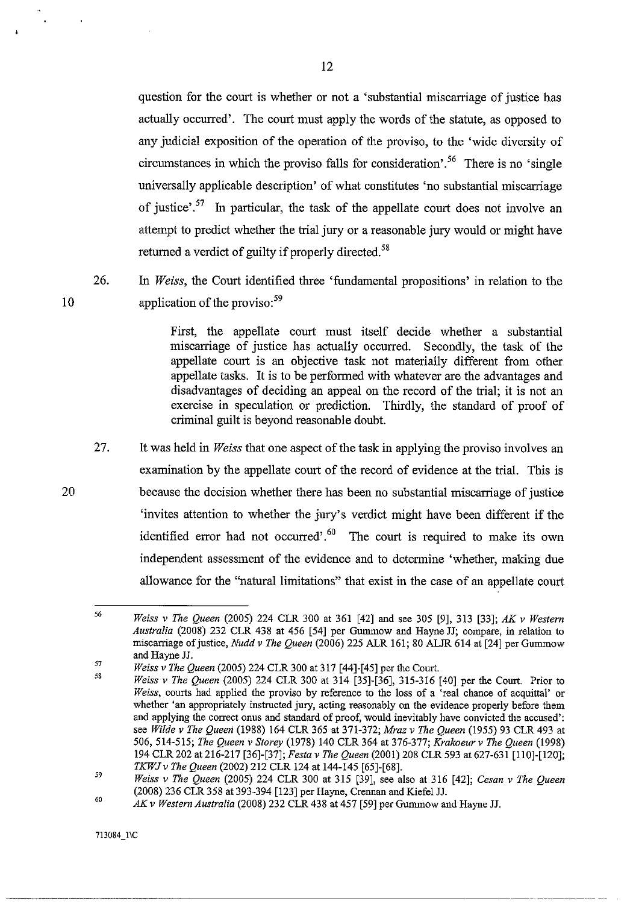question for the court is whether or not a 'substantial miscarriage of justice has actually occurred'. The court must apply the words of the statute, as opposed to any judicial exposition of the operation of the proviso, to the 'wide diversity of circumstances in which the proviso falls for consideration'.[56] There is no 'single universally applicable description' of what constitutes 'no substantial miscarriage of justice'.[57] In particular, the task of the appellate court does not involve an attempt to predict whether the trial jury or a reasonable jury would or might have returned a verdict of guilty if properly directed.[58]

26. In *Weiss*, the Court identified three 'fundamental propositions' in relation to the application of the proviso:[59]

> First, the appellate court must itself decide whether a substantial miscarriage of justice has actually occurred. Secondly, the task of the appellate court is an objective task not materially different from other appellate tasks. It is to be performed with whatever are the advantages and disadvantages of deciding an appeal on the record of the trial; it is not an exercise in speculation or prediction. Thirdly, the standard of proof of criminal guilt is beyond reasonable doubt.

27. It was held in *Weiss* that one aspect of the task in applying the proviso involves an examination by the appellate court of the record of evidence at the trial. This is because the decision whether there has been no substantial miscarriage of justice 'invites attention to whether the jury's verdict might have been different if the identified error had not occurred'.[60] The court is required to make its own independent assessment of the evidence and to determine 'whether, making due allowance for the "natural limitations" that exist in the case of an appellate court

---

[56] *Weiss v The Queen* (2005) 224 CLR 300 at 361 [42] and see 305 [9], 313 [33]; *AK v Western Australia* (2008) 232 CLR 438 at 456 [54] per Gummow and Hayne JJ; compare, in relation to miscarriage of justice, *Nudd v The Queen* (2006) 225 ALR 161; 80 ALJR 614 at [24] per Gummow and Hayne JJ.

[57] *Weiss v The Queen* (2005) 224 CLR 300 at 317 [44]-[45] per the Court.

[58] *Weiss v The Queen* (2005) 224 CLR 300 at 314 [35]-[36], 315-316 [40] per the Court. Prior to *Weiss*, courts had applied the proviso by reference to the loss of a 'real chance of acquittal' or whether 'an appropriately instructed jury, acting reasonably on the evidence properly before them and applying the correct onus and standard of proof, would inevitably have convicted the accused': see *Wilde v The Queen* (1988) 164 CLR 365 at 371-372; *Mraz v The Queen* (1955) 93 CLR 493 at 506, 514-515; *The Queen v Storey* (1978) 140 CLR 364 at 376-377; *Krakoeur v The Queen* (1998) 194 CLR 202 at 216-217 [36]-[37]; *Festa v The Queen* (2001) 208 CLR 593 at 627-631 [110]-[120]; *TKWJ v The Queen* (2002) 212 CLR 124 at 144-145 [65]-[68].

[59] *Weiss v The Queen* (2005) 224 CLR 300 at 315 [39], see also at 316 [42]; *Cesan v The Queen* (2008) 236 CLR 358 at 393-394 [123] per Hayne, Crennan and Kiefel JJ.

[60] *AK v Western Australia* (2008) 232 CLR 438 at 457 [59] per Gummow and Hayne JJ.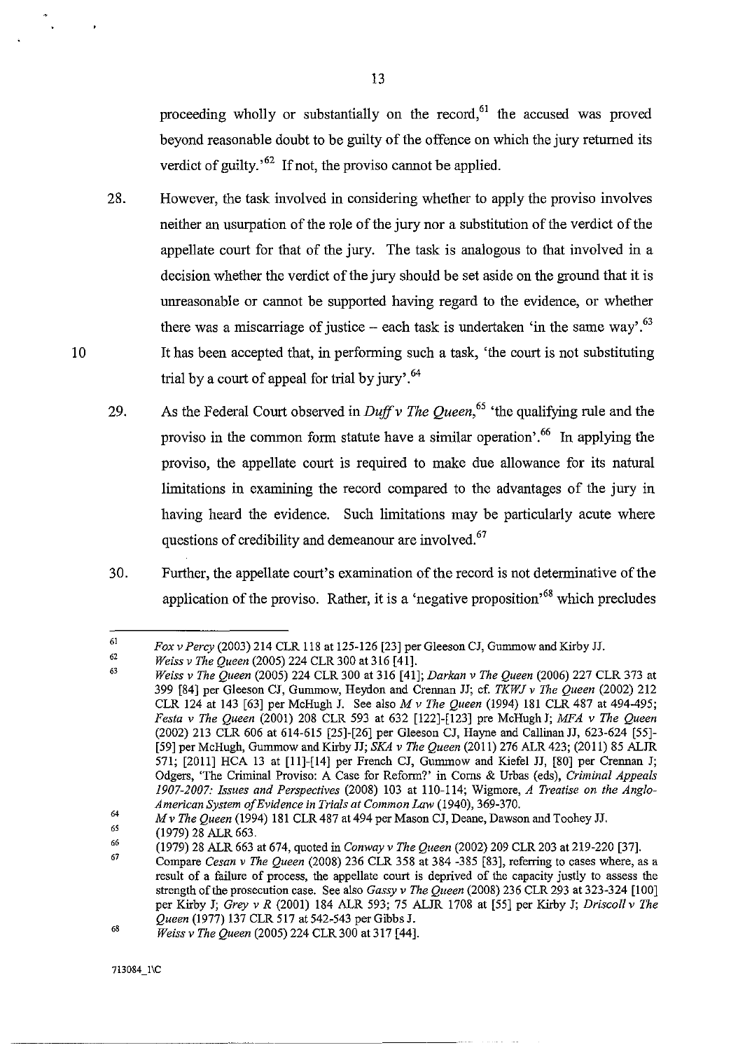proceeding wholly or substantially on the record,[61] the accused was proved beyond reasonable doubt to be guilty of the offence on which the jury returned its verdict of guilty.'[62] If not, the proviso cannot be applied.

28. However, the task involved in considering whether to apply the proviso involves neither an usurpation of the role of the jury nor a substitution of the verdict of the appellate court for that of the jury. The task is analogous to that involved in a decision whether the verdict of the jury should be set aside on the ground that it is unreasonable or cannot be supported having regard to the evidence, or whether there was a miscarriage of justice – each task is undertaken 'in the same way'.[63] It has been accepted that, in performing such a task, 'the court is not substituting trial by a court of appeal for trial by jury'.[64]

29. As the Federal Court observed in *Duff v The Queen*,[65] 'the qualifying rule and the proviso in the common form statute have a similar operation'.[66] In applying the proviso, the appellate court is required to make due allowance for its natural limitations in examining the record compared to the advantages of the jury in having heard the evidence. Such limitations may be particularly acute where questions of credibility and demeanour are involved.[67]

30. Further, the appellate court's examination of the record is not determinative of the application of the proviso. Rather, it is a 'negative proposition'[68] which precludes

---

61. *Fox v Percy* (2003) 214 CLR 118 at 125-126 [23] per Gleeson CJ, Gummow and Kirby JJ.
62. *Weiss v The Queen* (2005) 224 CLR 300 at 316 [41].
63. *Weiss v The Queen* (2005) 224 CLR 300 at 316 [41]; *Darkan v The Queen* (2006) 227 CLR 373 at 399 [84] per Gleeson CJ, Gummow, Heydon and Crennan JJ; cf. *TKWJ v The Queen* (2002) 212 CLR 124 at 143 [63] per McHugh J. See also *M v The Queen* (1994) 181 CLR 487 at 494-495; *Festa v The Queen* (2001) 208 CLR 593 at 632 [122]-[123] pre McHugh J; *MFA v The Queen* (2002) 213 CLR 606 at 614-615 [25]-[26] per Gleeson CJ, Hayne and Callinan JJ, 623-624 [55]-[59] per McHugh, Gummow and Kirby JJ; *SKA v The Queen* (2011) 276 ALR 423; (2011) 85 ALJR 571; [2011] HCA 13 at [11]-[14] per French CJ, Gummow and Kiefel JJ, [80] per Crennan J; Odgers, 'The Criminal Proviso: A Case for Reform?' in Corns & Urbas (eds), *Criminal Appeals 1907-2007: Issues and Perspectives* (2008) 103 at 110-114; Wigmore, *A Treatise on the Anglo-American System of Evidence in Trials at Common Law* (1940), 369-370.
64. *M v The Queen* (1994) 181 CLR 487 at 494 per Mason CJ, Deane, Dawson and Toohey JJ.
65. (1979) 28 ALR 663.
66. (1979) 28 ALR 663 at 674, quoted in *Conway v The Queen* (2002) 209 CLR 203 at 219-220 [37].
67. Compare *Cesan v The Queen* (2008) 236 CLR 358 at 384 -385 [83], referring to cases where, as a result of a failure of process, the appellate court is deprived of the capacity justly to assess the strength of the prosecution case. See also *Gassy v The Queen* (2008) 236 CLR 293 at 323-324 [100] per Kirby J; *Grey v R* (2001) 184 ALR 593; 75 ALJR 1708 at [55] per Kirby J; *Driscoll v The Queen* (1977) 137 CLR 517 at 542-543 per Gibbs J.
68. *Weiss v The Queen* (2005) 224 CLR 300 at 317 [44].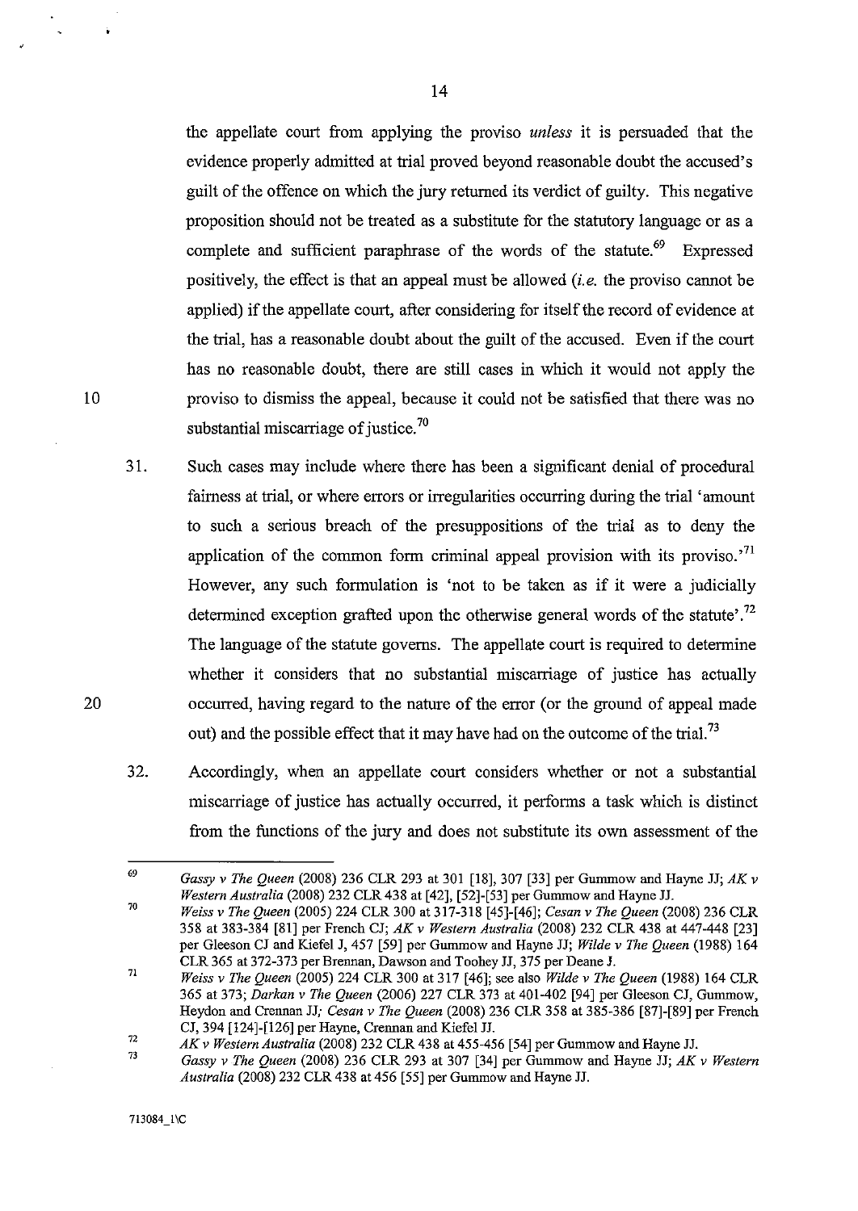the appellate court from applying the proviso *unless* it is persuaded that the evidence properly admitted at trial proved beyond reasonable doubt the accused's guilt of the offence on which the jury returned its verdict of guilty. This negative proposition should not be treated as a substitute for the statutory language or as a complete and sufficient paraphrase of the words of the statute.[69] Expressed positively, the effect is that an appeal must be allowed (*i.e.* the proviso cannot be applied) if the appellate court, after considering for itself the record of evidence at the trial, has a reasonable doubt about the guilt of the accused. Even if the court has no reasonable doubt, there are still cases in which it would not apply the proviso to dismiss the appeal, because it could not be satisfied that there was no substantial miscarriage of justice.[70]

31. Such cases may include where there has been a significant denial of procedural fairness at trial, or where errors or irregularities occurring during the trial 'amount to such a serious breach of the presuppositions of the trial as to deny the application of the common form criminal appeal provision with its proviso.'[71] However, any such formulation is 'not to be taken as if it were a judicially determined exception grafted upon the otherwise general words of the statute'.[72] The language of the statute governs. The appellate court is required to determine whether it considers that no substantial miscarriage of justice has actually occurred, having regard to the nature of the error (or the ground of appeal made out) and the possible effect that it may have had on the outcome of the trial.[73]

32. Accordingly, when an appellate court considers whether or not a substantial miscarriage of justice has actually occurred, it performs a task which is distinct from the functions of the jury and does not substitute its own assessment of the

---

[69] *Gassy v The Queen* (2008) 236 CLR 293 at 301 [18], 307 [33] per Gummow and Hayne JJ; *AK v Western Australia* (2008) 232 CLR 438 at [42], [52]-[53] per Gummow and Hayne JJ.

[70] *Weiss v The Queen* (2005) 224 CLR 300 at 317-318 [45]-[46]; *Cesan v The Queen* (2008) 236 CLR 358 at 383-384 [81] per French CJ; *AK v Western Australia* (2008) 232 CLR 438 at 447-448 [23] per Gleeson CJ and Kiefel J, 457 [59] per Gummow and Hayne JJ; *Wilde v The Queen* (1988) 164 CLR 365 at 372-373 per Brennan, Dawson and Toohey JJ, 375 per Deane J.

[71] *Weiss v The Queen* (2005) 224 CLR 300 at 317 [46]; see also *Wilde v The Queen* (1988) 164 CLR 365 at 373; *Darkan v The Queen* (2006) 227 CLR 373 at 401-402 [94] per Gleeson CJ, Gummow, Heydon and Crennan JJ; *Cesan v The Queen* (2008) 236 CLR 358 at 385-386 [87]-[89] per French CJ, 394 [124]-[126] per Hayne, Crennan and Kiefel JJ.

[72] *AK v Western Australia* (2008) 232 CLR 438 at 455-456 [54] per Gummow and Hayne JJ.

[73] *Gassy v The Queen* (2008) 236 CLR 293 at 307 [34] per Gummow and Hayne JJ; *AK v Western Australia* (2008) 232 CLR 438 at 456 [55] per Gummow and Hayne JJ.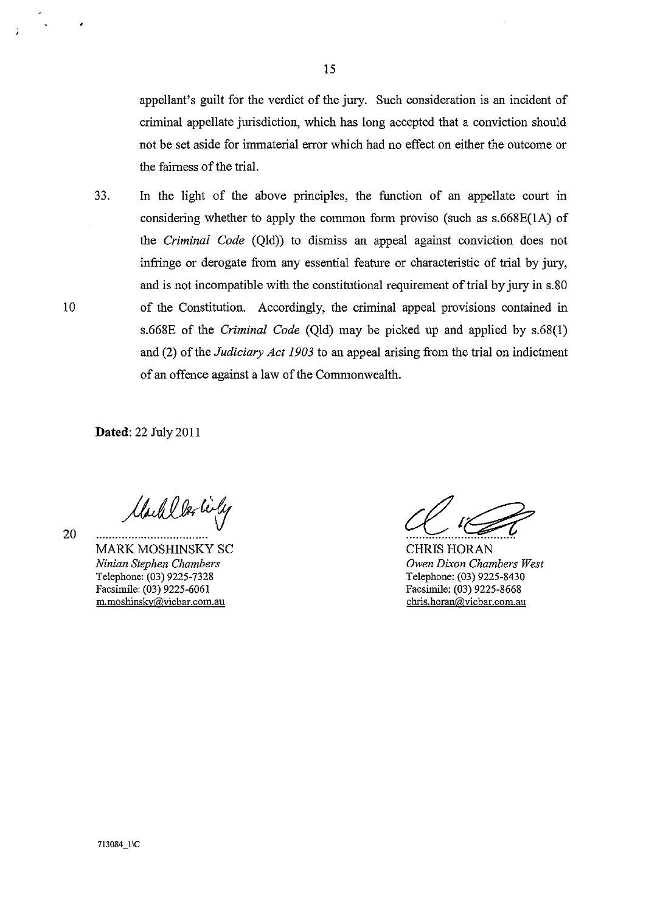appellant's guilt for the verdict of the jury. Such consideration is an incident of criminal appellate jurisdiction, which has long accepted that a conviction should not be set aside for immaterial error which had no effect on either the outcome or the fairness of the trial.

33. In the light of the above principles, the function of an appellate court in considering whether to apply the common form proviso (such as s.668E(1A) of the *Criminal Code* (Qld)) to dismiss an appeal against conviction does not infringe or derogate from any essential feature or characteristic of trial by jury, and is not incompatible with the constitutional requirement of trial by jury in s.80 of the Constitution. Accordingly, the criminal appeal provisions contained in s.668E of the *Criminal Code* (Qld) may be picked up and applied by s.68(1) and (2) of the *Judiciary Act 1903* to an appeal arising from the trial on indictment of an offence against a law of the Commonwealth.

**Dated**: 22 July 2011

MARK MOSHINSKY SC
*Ninian Stephen Chambers*
Telephone: (03) 9225-7328
Facsimile: (03) 9225-6061
m.moshinsky@vicbar.com.au

CHRIS HORAN
*Owen Dixon Chambers West*
Telephone: (03) 9225-8430
Facsimile: (03) 9225-8668
chris.horan@vicbar.com.au

713084_1\C